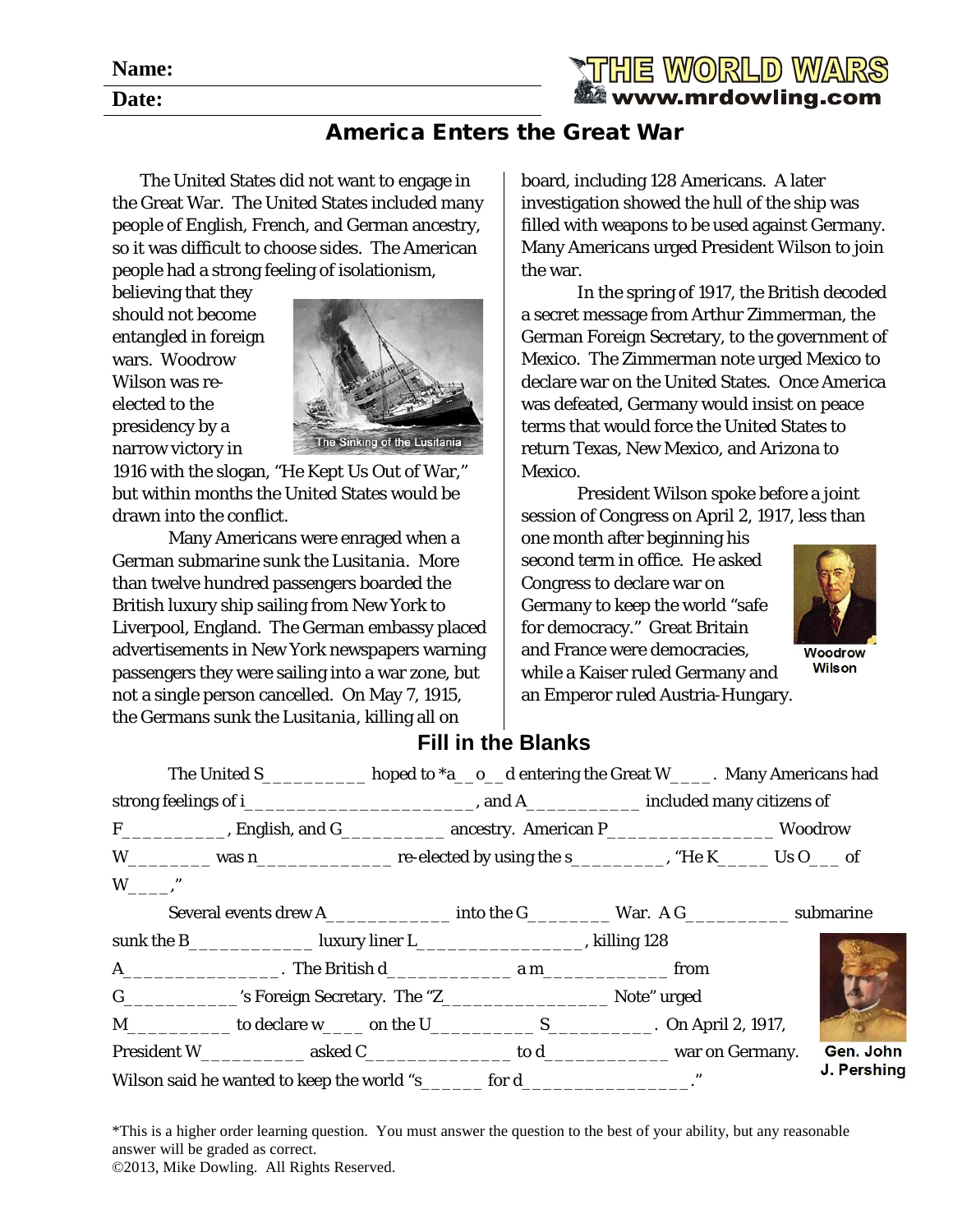Name:

Date:

THE WORLD WARS
www.mrdowling.com

# America Enters the Great War

The United States did not want to engage in the Great War. The United States included many people of English, French, and German ancestry, so it was difficult to choose sides. The American people had a strong feeling of isolationism, believing that they should not become entangled in foreign wars. Woodrow Wilson was re-elected to the presidency by a narrow victory in 1916 with the slogan, "He Kept Us Out of War," but within months the United States would be drawn into the conflict.

The Sinking of the Lusitania

Many Americans were enraged when a German submarine sunk the *Lusitania*. More than twelve hundred passengers boarded the British luxury ship sailing from New York to Liverpool, England. The German embassy placed advertisements in New York newspapers warning passengers they were sailing into a war zone, but not a single person cancelled. On May 7, 1915, the Germans sunk the *Lusitania*, killing all on board, including 128 Americans. A later investigation showed the hull of the ship was filled with weapons to be used against Germany. Many Americans urged President Wilson to join the war.

In the spring of 1917, the British decoded a secret message from Arthur Zimmerman, the German Foreign Secretary, to the government of Mexico. The Zimmerman note urged Mexico to declare war on the United States. Once America was defeated, Germany would insist on peace terms that would force the United States to return Texas, New Mexico, and Arizona to Mexico.

President Wilson spoke before a joint session of Congress on April 2, 1917, less than one month after beginning his second term in office. He asked Congress to declare war on Germany to keep the world "safe for democracy." Great Britain and France were democracies, while a Kaiser ruled Germany and an Emperor ruled Austria-Hungary.

Woodrow Wilson

## Fill in the Blanks

The United S__________ hoped to *a__o__d entering the Great W____. Many Americans had strong feelings of i_______________________, and A___________ included many citizens of F__________, English, and G__________ ancestry. American P________________ Woodrow W________ was n_____________ re-elected by using the s_________, "He K_____ Us O___ of W____."

Several events drew A____________ into the G________ War. A G__________ submarine sunk the B____________ luxury liner L________________, killing 128 A_______________. The British d____________ a m____________ from G___________'s Foreign Secretary. The "Z________________ Note" urged M__________ to declare w____ on the U__________ S__________. On April 2, 1917, President W__________ asked C______________ to d____________ war on Germany. Wilson said he wanted to keep the world "s______ for d________________."

Gen. John J. Pershing

*This is a higher order learning question. You must answer the question to the best of your ability, but any reasonable answer will be graded as correct.

©2013, Mike Dowling. All Rights Reserved.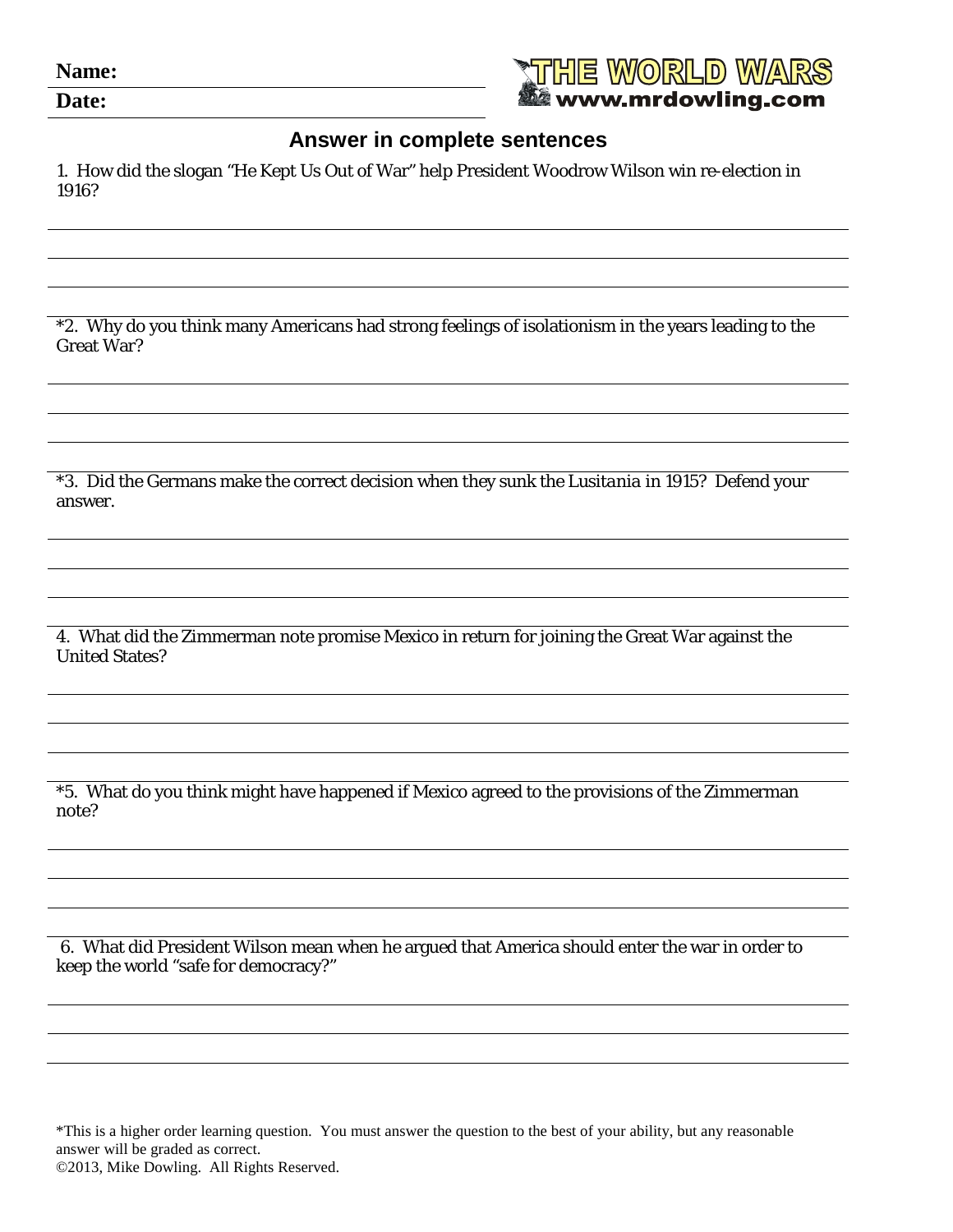Name:

Date:

THE WORLD WARS
www.mrdowling.com

## Answer in complete sentences

1. How did the slogan "He Kept Us Out of War" help President Woodrow Wilson win re-election in 1916?

*2. Why do you think many Americans had strong feelings of isolationism in the years leading to the Great War?

*3. Did the Germans make the correct decision when they sunk the *Lusitania* in 1915? Defend your answer.

4. What did the Zimmerman note promise Mexico in return for joining the Great War against the United States?

*5. What do you think might have happened if Mexico agreed to the provisions of the Zimmerman note?

6. What did President Wilson mean when he argued that America should enter the war in order to keep the world "safe for democracy?"

*This is a higher order learning question. You must answer the question to the best of your ability, but any reasonable answer will be graded as correct.

©2013, Mike Dowling. All Rights Reserved.